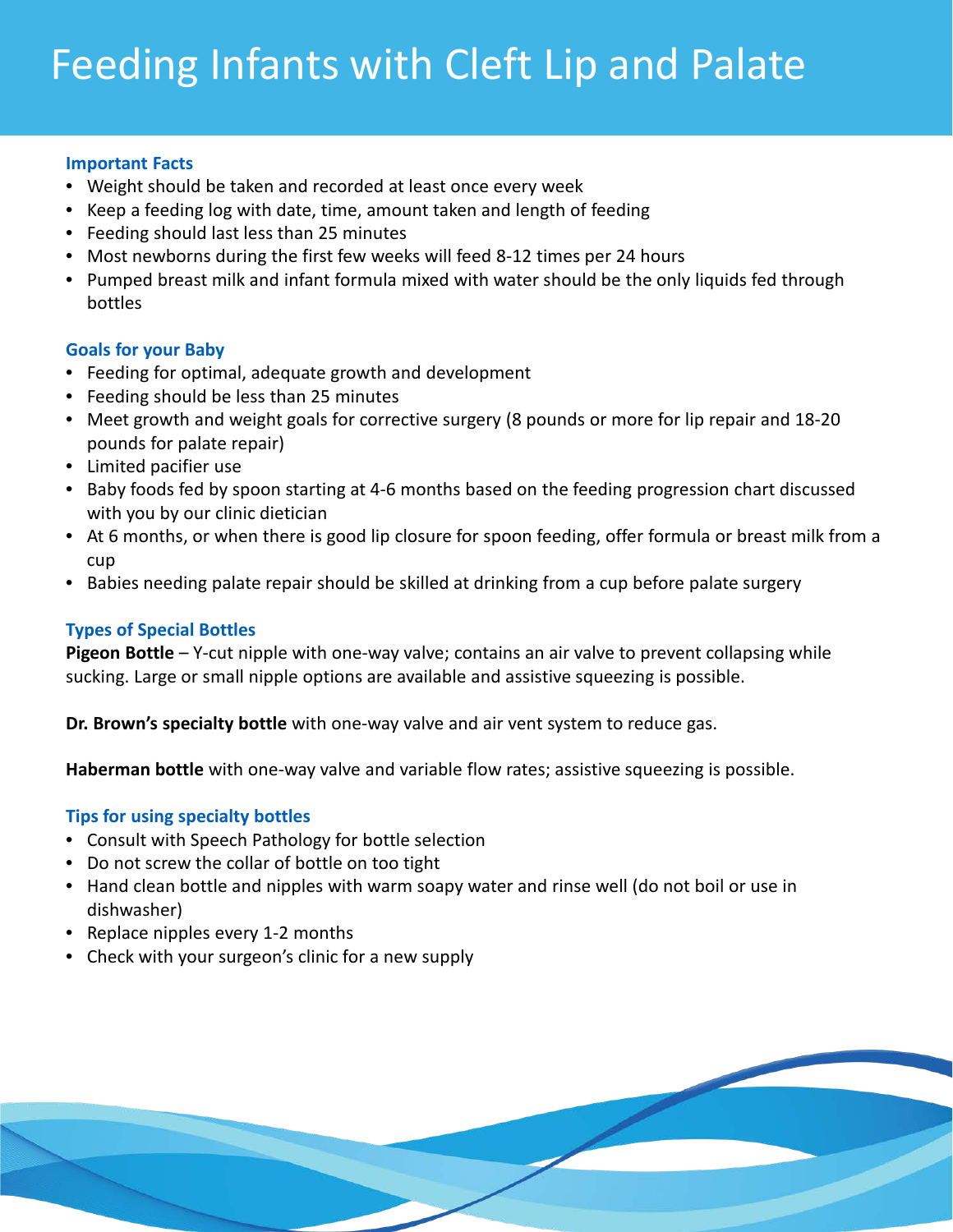# Feeding Infants with Cleft Lip and Palate

## Important Facts

- Weight should be taken and recorded at least once every week
- Keep a feeding log with date, time, amount taken and length of feeding
- Feeding should last less than 25 minutes
- Most newborns during the first few weeks will feed 8-12 times per 24 hours
- Pumped breast milk and infant formula mixed with water should be the only liquids fed through bottles

## Goals for your Baby

- Feeding for optimal, adequate growth and development
- Feeding should be less than 25 minutes
- Meet growth and weight goals for corrective surgery (8 pounds or more for lip repair and 18-20 pounds for palate repair)
- Limited pacifier use
- Baby foods fed by spoon starting at 4-6 months based on the feeding progression chart discussed with you by our clinic dietician
- At 6 months, or when there is good lip closure for spoon feeding, offer formula or breast milk from a cup
- Babies needing palate repair should be skilled at drinking from a cup before palate surgery

## Types of Special Bottles

**Pigeon Bottle** – Y-cut nipple with one-way valve; contains an air valve to prevent collapsing while sucking. Large or small nipple options are available and assistive squeezing is possible.

**Dr. Brown's specialty bottle** with one-way valve and air vent system to reduce gas.

**Haberman bottle** with one-way valve and variable flow rates; assistive squeezing is possible.

## Tips for using specialty bottles

- Consult with Speech Pathology for bottle selection
- Do not screw the collar of bottle on too tight
- Hand clean bottle and nipples with warm soapy water and rinse well (do not boil or use in dishwasher)
- Replace nipples every 1-2 months
- Check with your surgeon's clinic for a new supply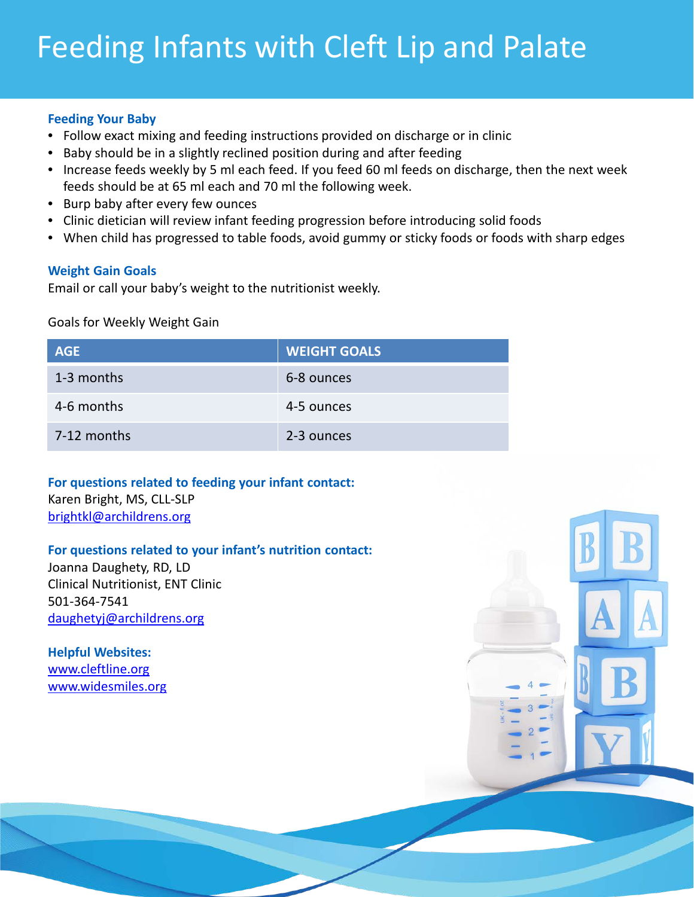# Feeding Infants with Cleft Lip and Palate

### Feeding Your Baby

- Follow exact mixing and feeding instructions provided on discharge or in clinic
- Baby should be in a slightly reclined position during and after feeding
- Increase feeds weekly by 5 ml each feed. If you feed 60 ml feeds on discharge, then the next week feeds should be at 65 ml each and 70 ml the following week.
- Burp baby after every few ounces
- Clinic dietician will review infant feeding progression before introducing solid foods
- When child has progressed to table foods, avoid gummy or sticky foods or foods with sharp edges

### Weight Gain Goals

Email or call your baby's weight to the nutritionist weekly.

Goals for Weekly Weight Gain

| AGE | WEIGHT GOALS |
|---|---|
| 1-3 months | 6-8 ounces |
| 4-6 months | 4-5 ounces |
| 7-12 months | 2-3 ounces |

**For questions related to feeding your infant contact:**
Karen Bright, MS, CLL-SLP
brightkl@archildrens.org

**For questions related to your infant's nutrition contact:**
Joanna Daughety, RD, LD
Clinical Nutritionist, ENT Clinic
501-364-7541
daughetyj@archildrens.org

**Helpful Websites:**
www.cleftline.org
www.widesmiles.org